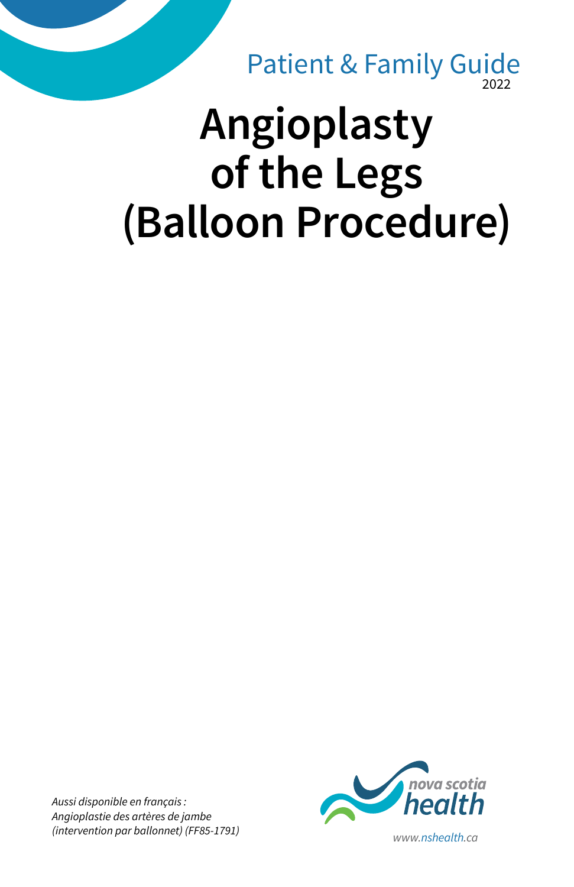Patient & Family Guide
2022

# Angioplasty of the Legs (Balloon Procedure)

*Aussi disponible en français : Angioplastie des artères de jambe (intervention par ballonnet) (FF85-1791)*

nova scotia health

www.nshealth.ca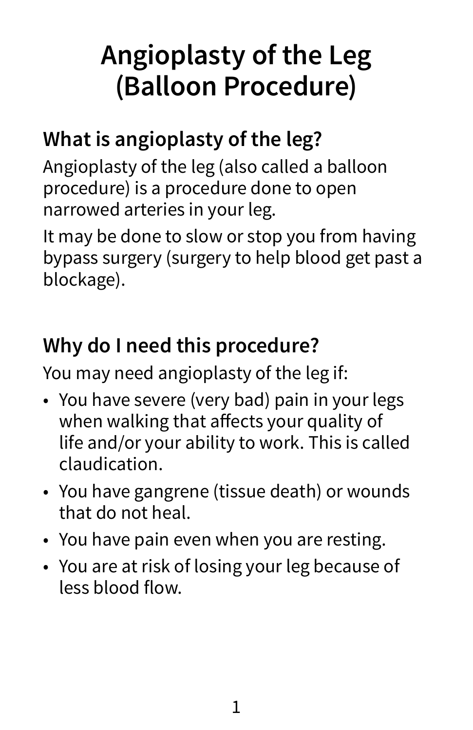# Angioplasty of the Leg (Balloon Procedure)

## What is angioplasty of the leg?

Angioplasty of the leg (also called a balloon procedure) is a procedure done to open narrowed arteries in your leg.

It may be done to slow or stop you from having bypass surgery (surgery to help blood get past a blockage).

## Why do I need this procedure?

You may need angioplasty of the leg if:

- You have severe (very bad) pain in your legs when walking that affects your quality of life and/or your ability to work. This is called claudication.
- You have gangrene (tissue death) or wounds that do not heal.
- You have pain even when you are resting.
- You are at risk of losing your leg because of less blood flow.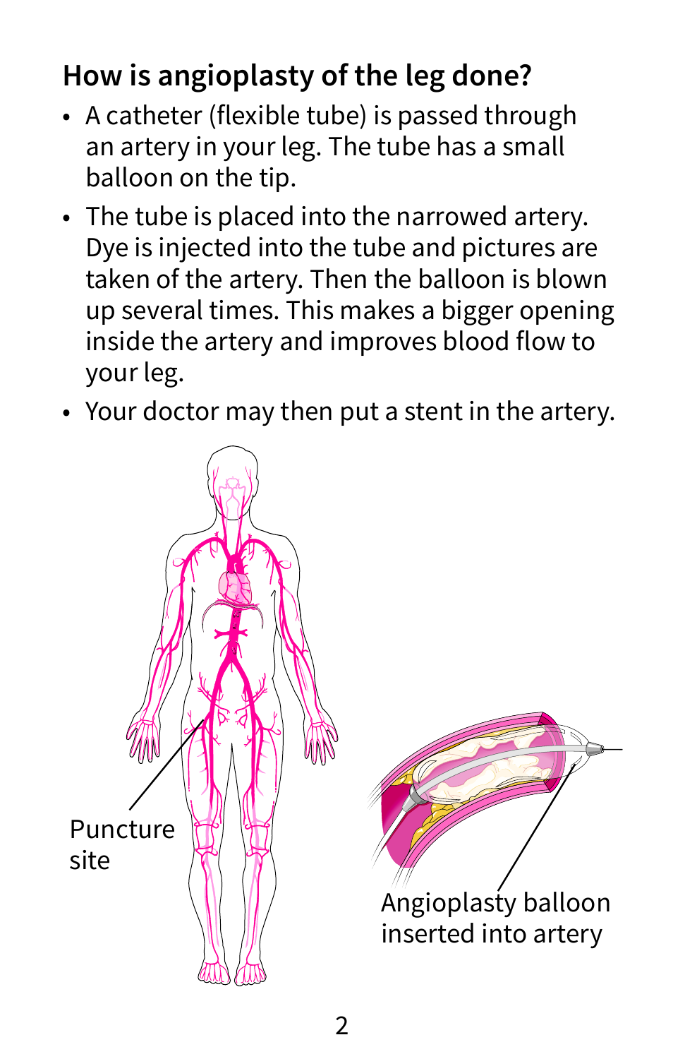## How is angioplasty of the leg done?

- A catheter (flexible tube) is passed through an artery in your leg. The tube has a small balloon on the tip.
- The tube is placed into the narrowed artery. Dye is injected into the tube and pictures are taken of the artery. Then the balloon is blown up several times. This makes a bigger opening inside the artery and improves blood flow to your leg.
- Your doctor may then put a stent in the artery.

Puncture site

Angioplasty balloon inserted into artery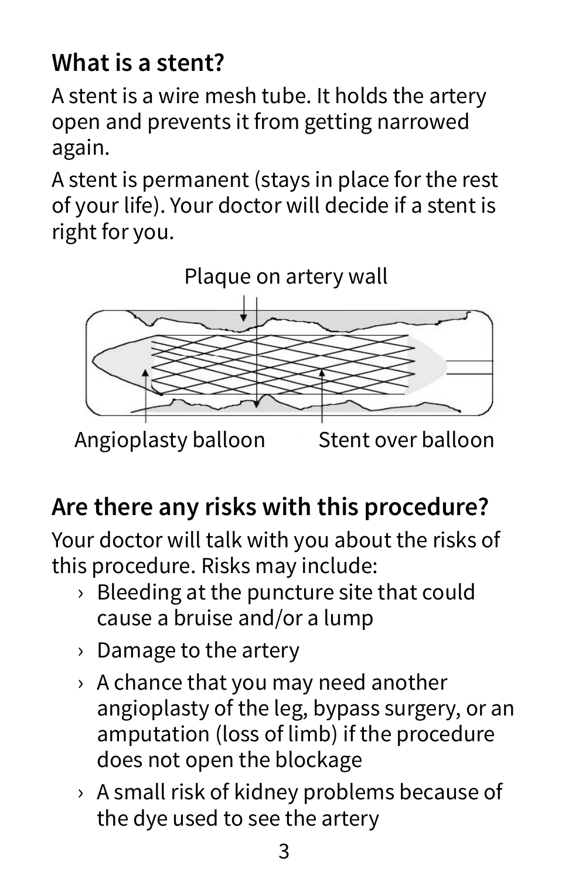## What is a stent?

A stent is a wire mesh tube. It holds the artery open and prevents it from getting narrowed again.

A stent is permanent (stays in place for the rest of your life). Your doctor will decide if a stent is right for you.

## Are there any risks with this procedure?

Your doctor will talk with you about the risks of this procedure. Risks may include:

- Bleeding at the puncture site that could cause a bruise and/or a lump
- Damage to the artery
- A chance that you may need another angioplasty of the leg, bypass surgery, or an amputation (loss of limb) if the procedure does not open the blockage
- A small risk of kidney problems because of the dye used to see the artery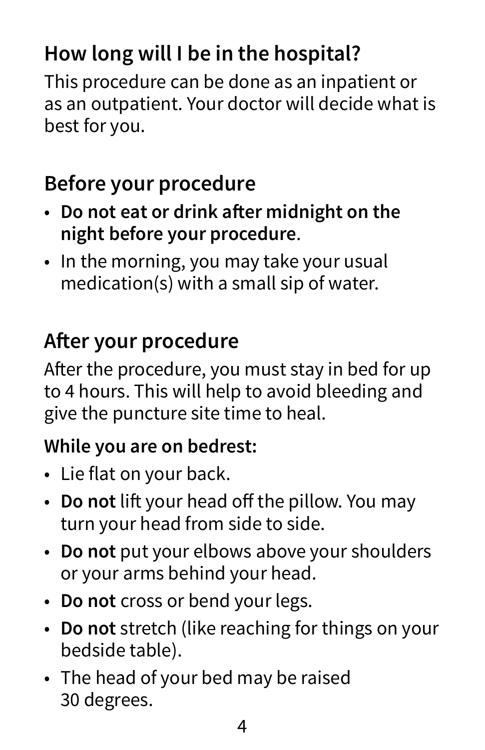## How long will I be in the hospital?

This procedure can be done as an inpatient or as an outpatient. Your doctor will decide what is best for you.

## Before your procedure

- **Do not eat or drink after midnight on the night before your procedure**.
- In the morning, you may take your usual medication(s) with a small sip of water.

## After your procedure

After the procedure, you must stay in bed for up to 4 hours. This will help to avoid bleeding and give the puncture site time to heal.

**While you are on bedrest:**

- Lie flat on your back.
- **Do not** lift your head off the pillow. You may turn your head from side to side.
- **Do not** put your elbows above your shoulders or your arms behind your head.
- **Do not** cross or bend your legs.
- **Do not** stretch (like reaching for things on your bedside table).
- The head of your bed may be raised 30 degrees.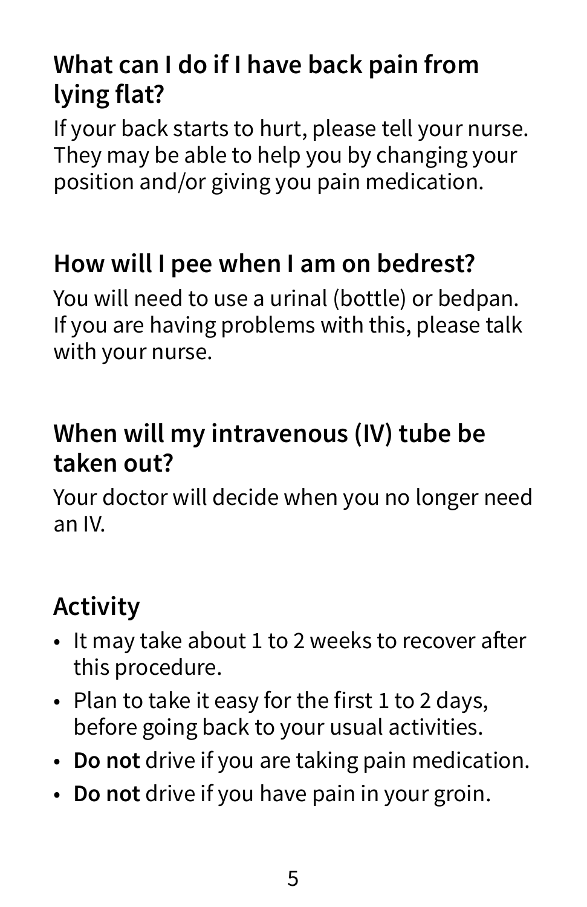## What can I do if I have back pain from lying flat?

If your back starts to hurt, please tell your nurse. They may be able to help you by changing your position and/or giving you pain medication.

## How will I pee when I am on bedrest?

You will need to use a urinal (bottle) or bedpan. If you are having problems with this, please talk with your nurse.

## When will my intravenous (IV) tube be taken out?

Your doctor will decide when you no longer need an IV.

## Activity

- It may take about 1 to 2 weeks to recover after this procedure.
- Plan to take it easy for the first 1 to 2 days, before going back to your usual activities.
- **Do not** drive if you are taking pain medication.
- **Do not** drive if you have pain in your groin.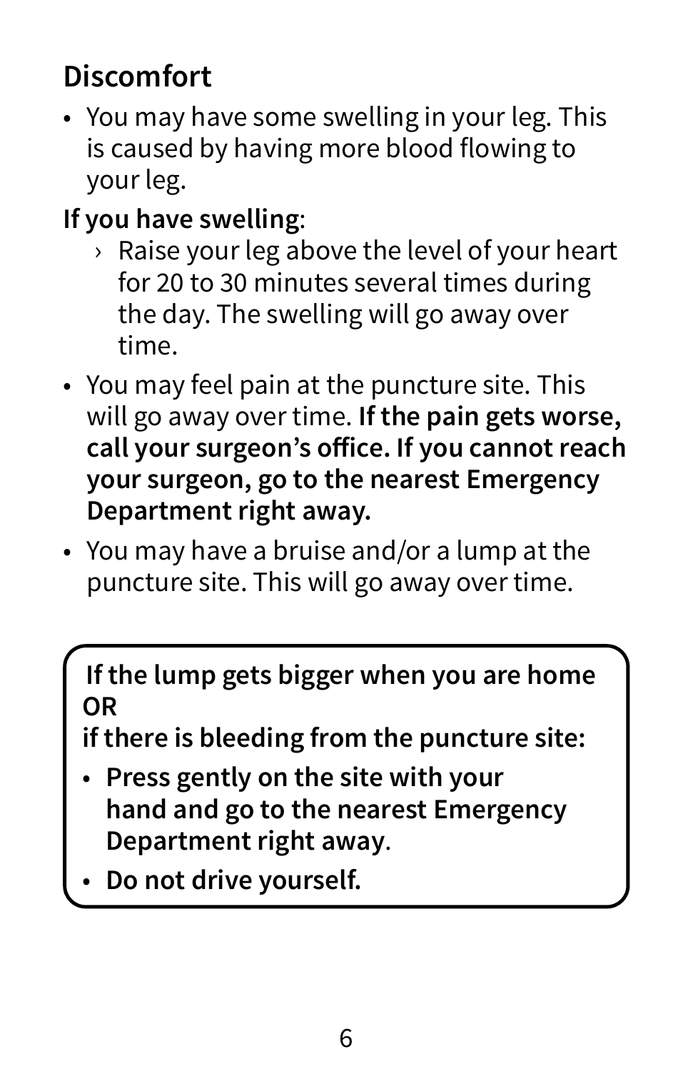## Discomfort

- You may have some swelling in your leg. This is caused by having more blood flowing to your leg.

**If you have swelling**:

  - Raise your leg above the level of your heart for 20 to 30 minutes several times during the day. The swelling will go away over time.

- You may feel pain at the puncture site. This will go away over time. **If the pain gets worse, call your surgeon's office. If you cannot reach your surgeon, go to the nearest Emergency Department right away.**
- You may have a bruise and/or a lump at the puncture site. This will go away over time.

**If the lump gets bigger when you are home**
**OR**
**if there is bleeding from the puncture site:**

- **Press gently on the site with your hand and go to the nearest Emergency Department right away**.
- **Do not drive yourself.**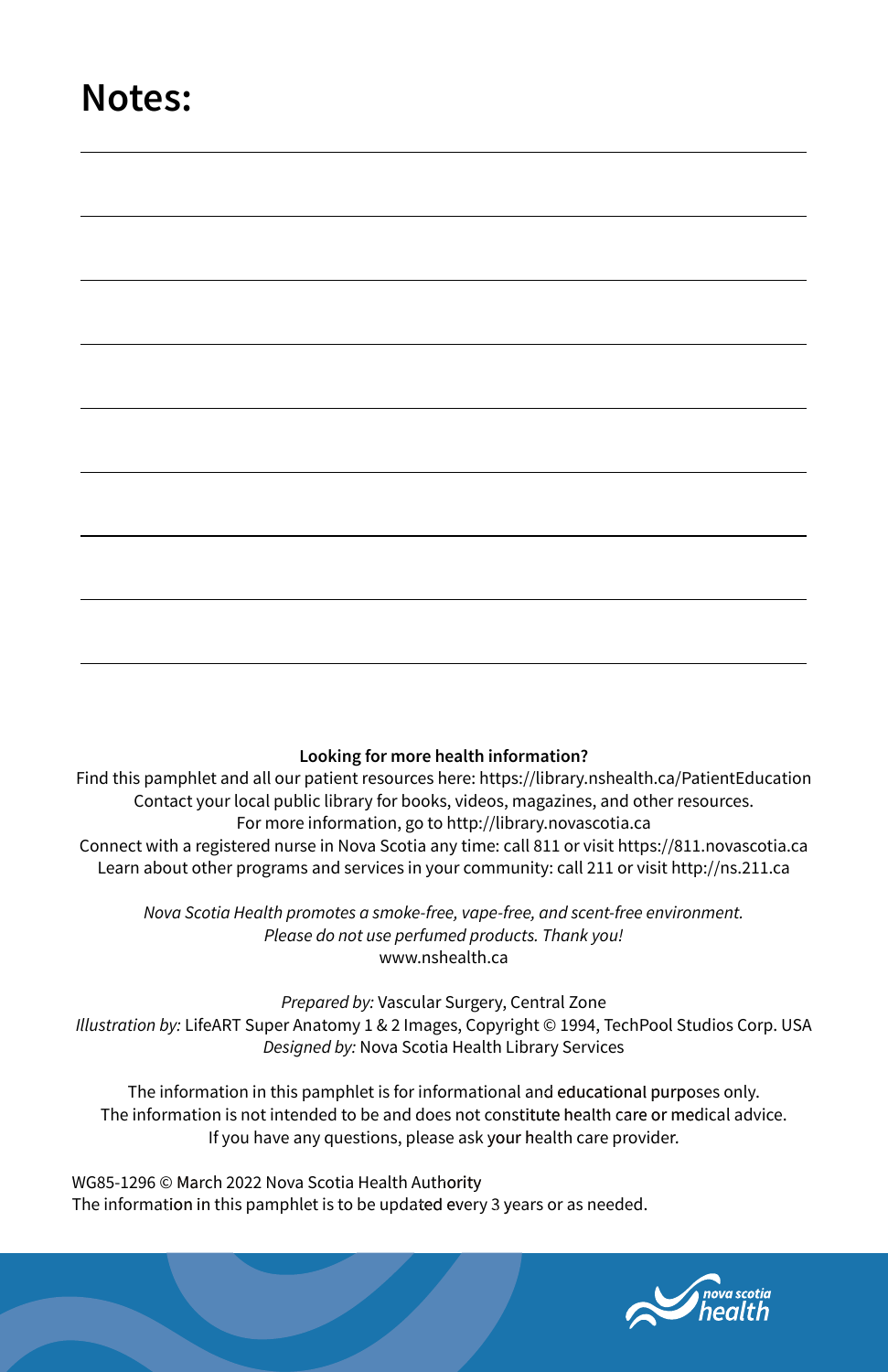# Notes:

**Looking for more health information?**

Find this pamphlet and all our patient resources here: https://library.nshealth.ca/PatientEducation
Contact your local public library for books, videos, magazines, and other resources.
For more information, go to http://library.novascotia.ca
Connect with a registered nurse in Nova Scotia any time: call 811 or visit https://811.novascotia.ca
Learn about other programs and services in your community: call 211 or visit http://ns.211.ca

*Nova Scotia Health promotes a smoke-free, vape-free, and scent-free environment.*
*Please do not use perfumed products. Thank you!*
www.nshealth.ca

*Prepared by:* Vascular Surgery, Central Zone
*Illustration by:* LifeART Super Anatomy 1 & 2 Images, Copyright © 1994, TechPool Studios Corp. USA
*Designed by:* Nova Scotia Health Library Services

The information in this pamphlet is for informational and educational purposes only.
The information is not intended to be and does not constitute health care or medical advice.
If you have any questions, please ask your health care provider.

WG85-1296 © March 2022 Nova Scotia Health Authority
The information in this pamphlet is to be updated every 3 years or as needed.